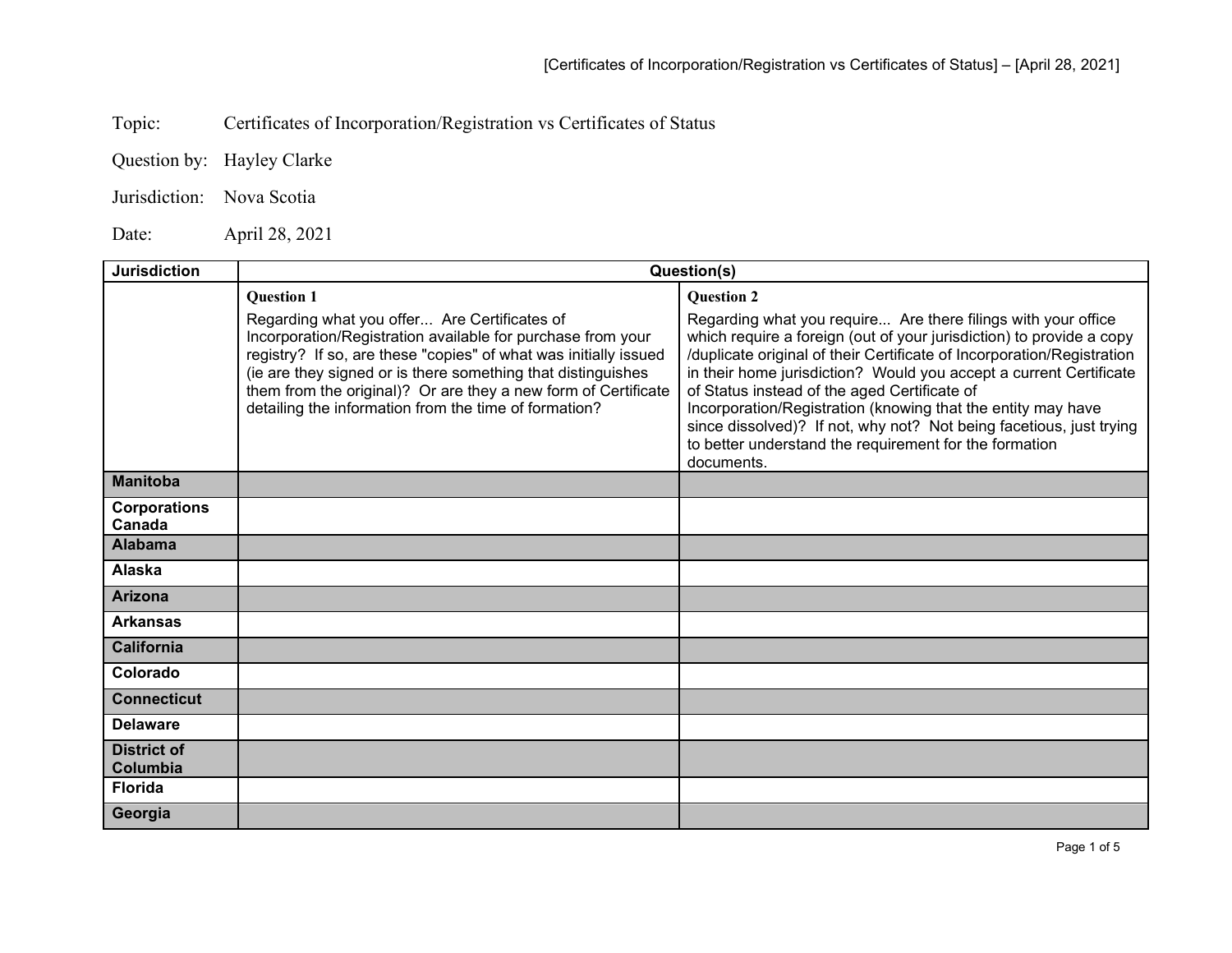Topic: Certificates of Incorporation/Registration vs Certificates of Status

Question by: Hayley Clarke

Jurisdiction: Nova Scotia

Date: April 28, 2021

| Jurisdiction | Question(s) | |
|---|---|---|
| | **Question 1**<br>Regarding what you offer... Are Certificates of Incorporation/Registration available for purchase from your registry? If so, are these "copies" of what was initially issued (ie are they signed or is there something that distinguishes them from the original)? Or are they a new form of Certificate detailing the information from the time of formation? | **Question 2**<br>Regarding what you require... Are there filings with your office which require a foreign (out of your jurisdiction) to provide a copy /duplicate original of their Certificate of Incorporation/Registration in their home jurisdiction? Would you accept a current Certificate of Status instead of the aged Certificate of Incorporation/Registration (knowing that the entity may have since dissolved)? If not, why not? Not being facetious, just trying to better understand the requirement for the formation documents. |
| **Manitoba** | | |
| **Corporations Canada** | | |
| **Alabama** | | |
| **Alaska** | | |
| **Arizona** | | |
| **Arkansas** | | |
| **California** | | |
| **Colorado** | | |
| **Connecticut** | | |
| **Delaware** | | |
| **District of Columbia** | | |
| **Florida** | | |
| **Georgia** | | |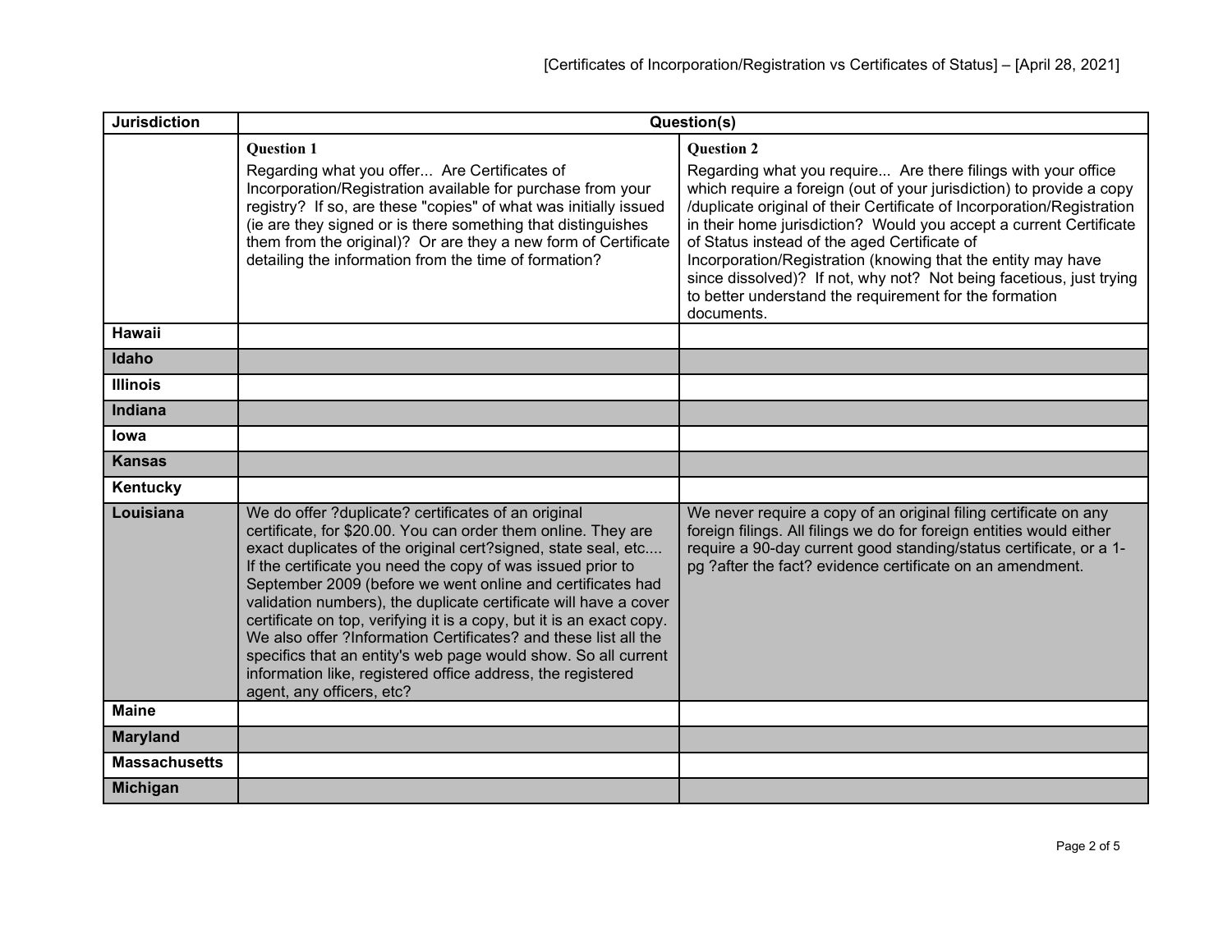| Jurisdiction | Question(s) | |
|---|---|---|
| | **Question 1**<br>Regarding what you offer... Are Certificates of Incorporation/Registration available for purchase from your registry? If so, are these "copies" of what was initially issued (ie are they signed or is there something that distinguishes them from the original)? Or are they a new form of Certificate detailing the information from the time of formation? | **Question 2**<br>Regarding what you require... Are there filings with your office which require a foreign (out of your jurisdiction) to provide a copy /duplicate original of their Certificate of Incorporation/Registration in their home jurisdiction? Would you accept a current Certificate of Status instead of the aged Certificate of Incorporation/Registration (knowing that the entity may have since dissolved)? If not, why not? Not being facetious, just trying to better understand the requirement for the formation documents. |
| **Hawaii** | | |
| **Idaho** | | |
| **Illinois** | | |
| **Indiana** | | |
| **Iowa** | | |
| **Kansas** | | |
| **Kentucky** | | |
| **Louisiana** | We do offer ?duplicate? certificates of an original certificate, for $20.00. You can order them online. They are exact duplicates of the original cert?signed, state seal, etc.... If the certificate you need the copy of was issued prior to September 2009 (before we went online and certificates had validation numbers), the duplicate certificate will have a cover certificate on top, verifying it is a copy, but it is an exact copy. We also offer ?Information Certificates? and these list all the specifics that an entity's web page would show. So all current information like, registered office address, the registered agent, any officers, etc? | We never require a copy of an original filing certificate on any foreign filings. All filings we do for foreign entities would either require a 90-day current good standing/status certificate, or a 1-pg ?after the fact? evidence certificate on an amendment. |
| **Maine** | | |
| **Maryland** | | |
| **Massachusetts** | | |
| **Michigan** | | |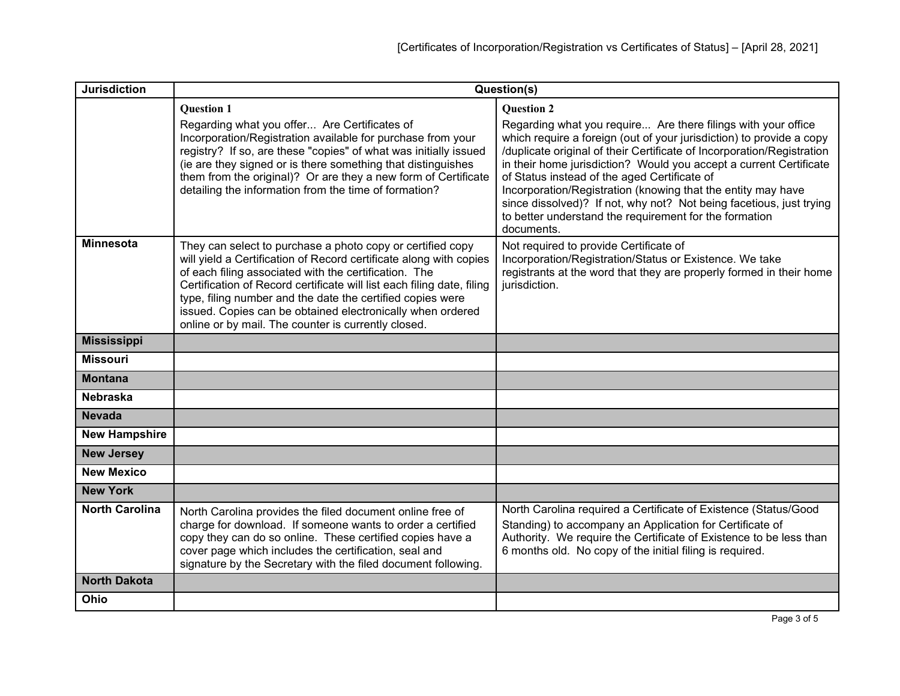| Jurisdiction | Question(s) | |
|---|---|---|
| | **Question 1**<br>Regarding what you offer... Are Certificates of Incorporation/Registration available for purchase from your registry? If so, are these "copies" of what was initially issued (ie are they signed or is there something that distinguishes them from the original)? Or are they a new form of Certificate detailing the information from the time of formation? | **Question 2**<br>Regarding what you require... Are there filings with your office which require a foreign (out of your jurisdiction) to provide a copy /duplicate original of their Certificate of Incorporation/Registration in their home jurisdiction? Would you accept a current Certificate of Status instead of the aged Certificate of Incorporation/Registration (knowing that the entity may have since dissolved)? If not, why not? Not being facetious, just trying to better understand the requirement for the formation documents. |
| **Minnesota** | They can select to purchase a photo copy or certified copy will yield a Certification of Record certificate along with copies of each filing associated with the certification. The Certification of Record certificate will list each filing date, filing type, filing number and the date the certified copies were issued. Copies can be obtained electronically when ordered online or by mail. The counter is currently closed. | Not required to provide Certificate of Incorporation/Registration/Status or Existence. We take registrants at the word that they are properly formed in their home jurisdiction. |
| **Mississippi** | | |
| **Missouri** | | |
| **Montana** | | |
| **Nebraska** | | |
| **Nevada** | | |
| **New Hampshire** | | |
| **New Jersey** | | |
| **New Mexico** | | |
| **New York** | | |
| **North Carolina** | North Carolina provides the filed document online free of charge for download. If someone wants to order a certified copy they can do so online. These certified copies have a cover page which includes the certification, seal and signature by the Secretary with the filed document following. | North Carolina required a Certificate of Existence (Status/Good Standing) to accompany an Application for Certificate of Authority. We require the Certificate of Existence to be less than 6 months old. No copy of the initial filing is required. |
| **North Dakota** | | |
| **Ohio** | | |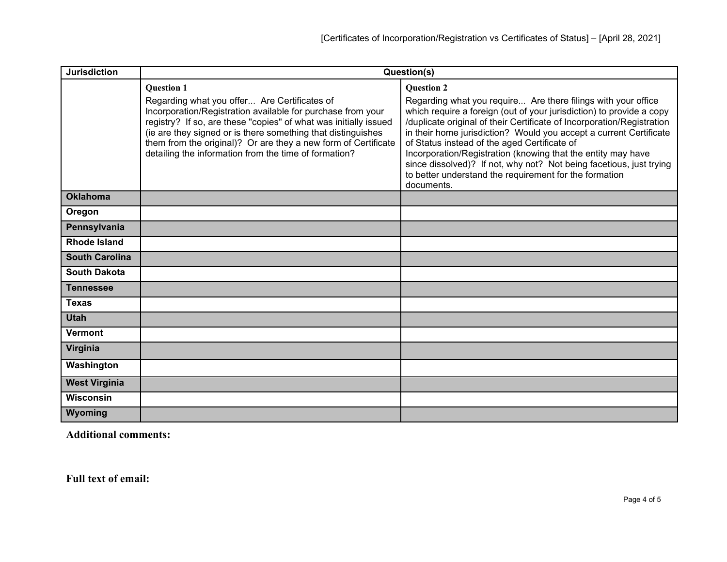| Jurisdiction | Question(s) | |
|---|---|---|
| | **Question 1**<br>Regarding what you offer... Are Certificates of Incorporation/Registration available for purchase from your registry? If so, are these "copies" of what was initially issued (ie are they signed or is there something that distinguishes them from the original)? Or are they a new form of Certificate detailing the information from the time of formation? | **Question 2**<br>Regarding what you require... Are there filings with your office which require a foreign (out of your jurisdiction) to provide a copy /duplicate original of their Certificate of Incorporation/Registration in their home jurisdiction? Would you accept a current Certificate of Status instead of the aged Certificate of Incorporation/Registration (knowing that the entity may have since dissolved)? If not, why not? Not being facetious, just trying to better understand the requirement for the formation documents. |
| **Oklahoma** | | |
| **Oregon** | | |
| **Pennsylvania** | | |
| **Rhode Island** | | |
| **South Carolina** | | |
| **South Dakota** | | |
| **Tennessee** | | |
| **Texas** | | |
| **Utah** | | |
| **Vermont** | | |
| **Virginia** | | |
| **Washington** | | |
| **West Virginia** | | |
| **Wisconsin** | | |
| **Wyoming** | | |

**Additional comments:**

**Full text of email:**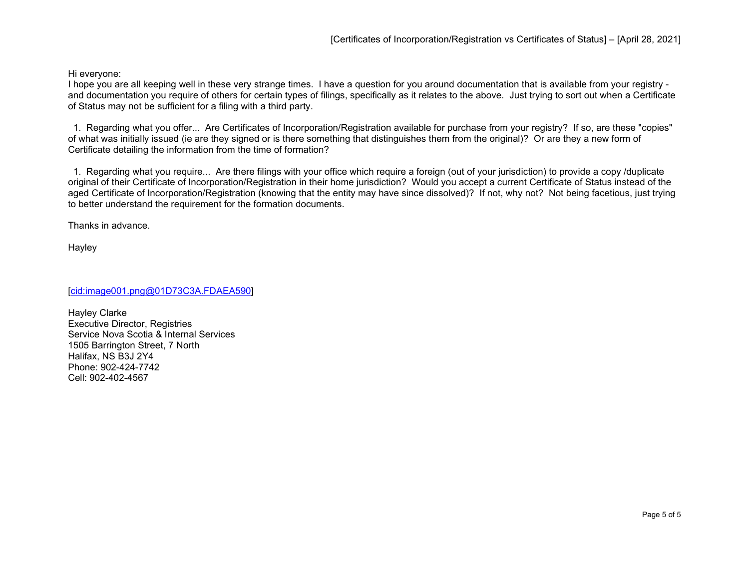Hi everyone:
I hope you are all keeping well in these very strange times. I have a question for you around documentation that is available from your registry - and documentation you require of others for certain types of filings, specifically as it relates to the above. Just trying to sort out when a Certificate of Status may not be sufficient for a filing with a third party.

1. Regarding what you offer... Are Certificates of Incorporation/Registration available for purchase from your registry? If so, are these "copies" of what was initially issued (ie are they signed or is there something that distinguishes them from the original)? Or are they a new form of Certificate detailing the information from the time of formation?

1. Regarding what you require... Are there filings with your office which require a foreign (out of your jurisdiction) to provide a copy /duplicate original of their Certificate of Incorporation/Registration in their home jurisdiction? Would you accept a current Certificate of Status instead of the aged Certificate of Incorporation/Registration (knowing that the entity may have since dissolved)? If not, why not? Not being facetious, just trying to better understand the requirement for the formation documents.

Thanks in advance.

Hayley

[cid:image001.png@01D73C3A.FDAEA590]

Hayley Clarke
Executive Director, Registries
Service Nova Scotia & Internal Services
1505 Barrington Street, 7 North
Halifax, NS B3J 2Y4
Phone: 902-424-7742
Cell: 902-402-4567